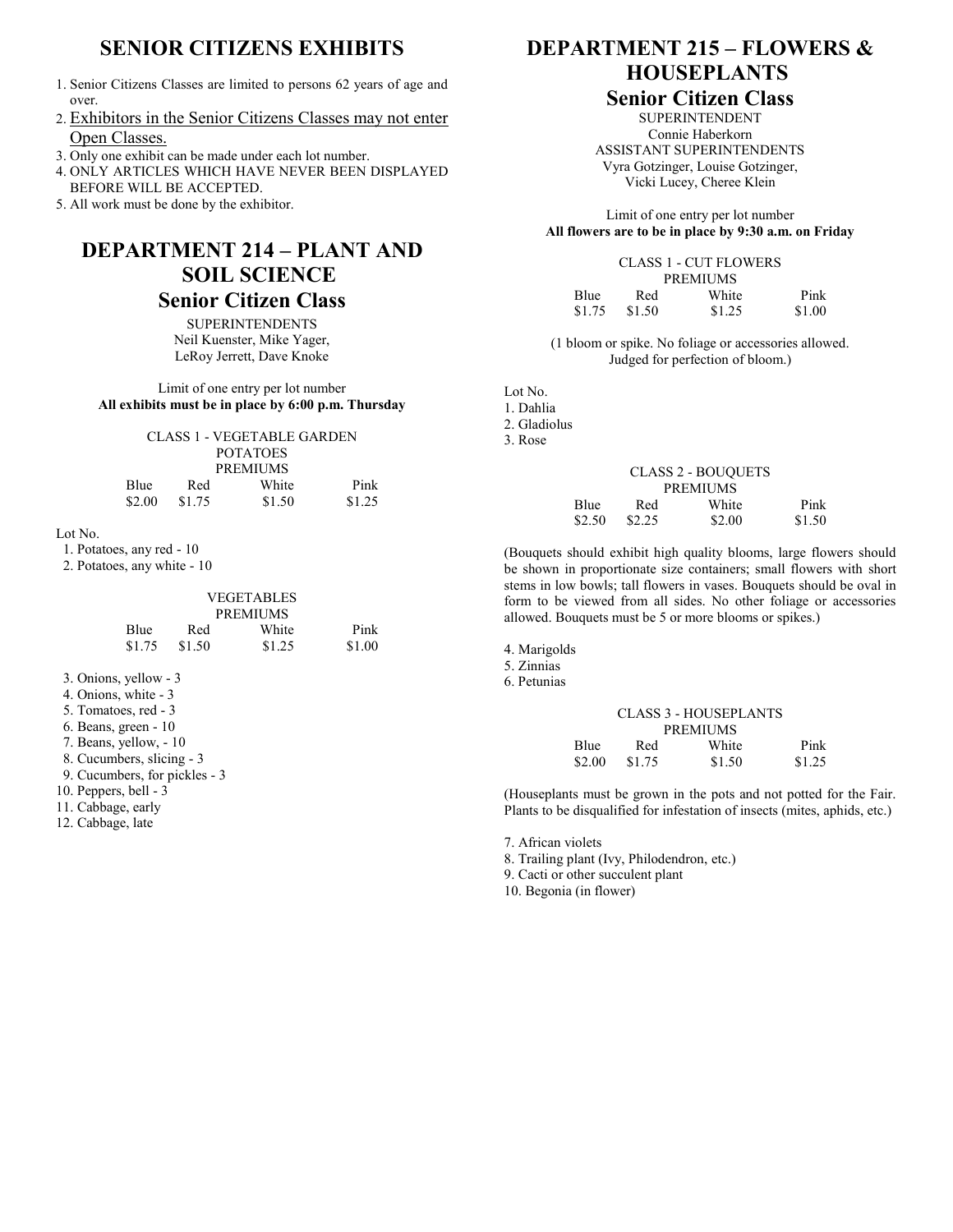# SENIOR CITIZENS EXHIBITS

1. Senior Citizens Classes are limited to persons 62 years of age and over.
2. Exhibitors in the Senior Citizens Classes may not enter Open Classes.
3. Only one exhibit can be made under each lot number.
4. ONLY ARTICLES WHICH HAVE NEVER BEEN DISPLAYED BEFORE WILL BE ACCEPTED.
5. All work must be done by the exhibitor.

# DEPARTMENT 214 – PLANT AND SOIL SCIENCE

## Senior Citizen Class

SUPERINTENDENTS
Neil Kuenster, Mike Yager, LeRoy Jerrett, Dave Knoke

Limit of one entry per lot number
**All exhibits must be in place by 6:00 p.m. Thursday**

CLASS 1 - VEGETABLE GARDEN
POTATOES
PREMIUMS

| Blue | Red | White | Pink |
|---|---|---|---|
| $2.00 | $1.75 | $1.50 | $1.25 |

Lot No.
1. Potatoes, any red - 10
2. Potatoes, any white - 10

VEGETABLES
PREMIUMS

| Blue | Red | White | Pink |
|---|---|---|---|
| $1.75 | $1.50 | $1.25 | $1.00 |

3. Onions, yellow - 3
4. Onions, white - 3
5. Tomatoes, red - 3
6. Beans, green - 10
7. Beans, yellow, - 10
8. Cucumbers, slicing - 3
9. Cucumbers, for pickles - 3
10. Peppers, bell - 3
11. Cabbage, early
12. Cabbage, late

# DEPARTMENT 215 – FLOWERS & HOUSEPLANTS

## Senior Citizen Class

SUPERINTENDENT
Connie Haberkorn
ASSISTANT SUPERINTENDENTS
Vyra Gotzinger, Louise Gotzinger, Vicki Lucey, Cheree Klein

Limit of one entry per lot number
**All flowers are to be in place by 9:30 a.m. on Friday**

CLASS 1 - CUT FLOWERS
PREMIUMS

| Blue | Red | White | Pink |
|---|---|---|---|
| $1.75 | $1.50 | $1.25 | $1.00 |

(1 bloom or spike. No foliage or accessories allowed. Judged for perfection of bloom.)

Lot No.
1. Dahlia
2. Gladiolus
3. Rose

CLASS 2 - BOUQUETS
PREMIUMS

| Blue | Red | White | Pink |
|---|---|---|---|
| $2.50 | $2.25 | $2.00 | $1.50 |

(Bouquets should exhibit high quality blooms, large flowers should be shown in proportionate size containers; small flowers with short stems in low bowls; tall flowers in vases. Bouquets should be oval in form to be viewed from all sides. No other foliage or accessories allowed. Bouquets must be 5 or more blooms or spikes.)

4. Marigolds
5. Zinnias
6. Petunias

CLASS 3 - HOUSEPLANTS
PREMIUMS

| Blue | Red | White | Pink |
|---|---|---|---|
| $2.00 | $1.75 | $1.50 | $1.25 |

(Houseplants must be grown in the pots and not potted for the Fair. Plants to be disqualified for infestation of insects (mites, aphids, etc.)

7. African violets
8. Trailing plant (Ivy, Philodendron, etc.)
9. Cacti or other succulent plant
10. Begonia (in flower)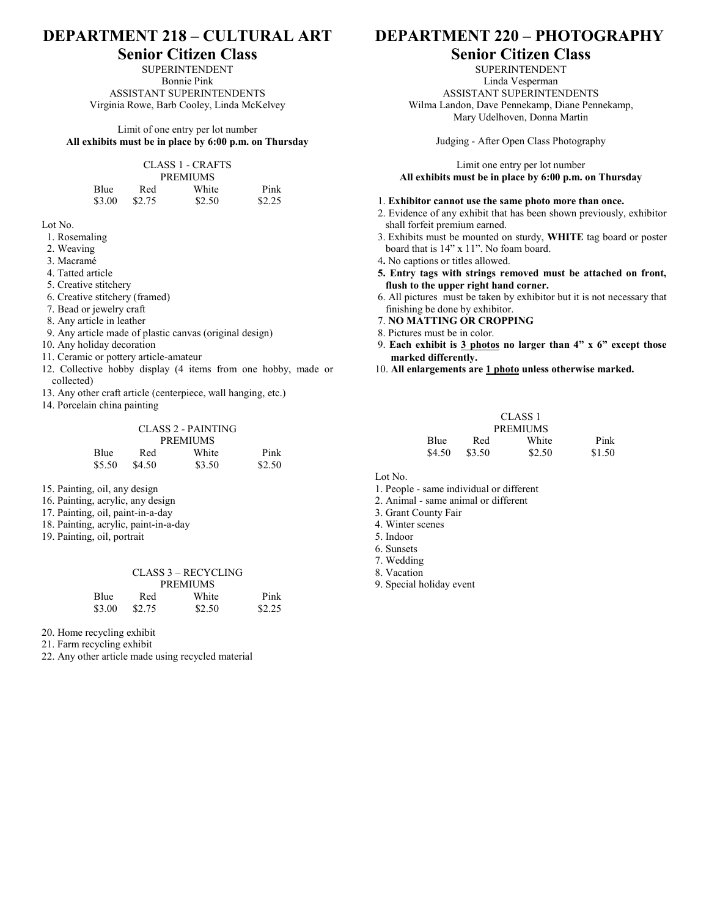# DEPARTMENT 218 – CULTURAL ART

## Senior Citizen Class

SUPERINTENDENT
Bonnie Pink
ASSISTANT SUPERINTENDENTS
Virginia Rowe, Barb Cooley, Linda McKelvey

Limit of one entry per lot number
**All exhibits must be in place by 6:00 p.m. on Thursday**

CLASS 1 - CRAFTS
PREMIUMS

| Blue | Red | White | Pink |
|---|---|---|---|
| $3.00 | $2.75 | $2.50 | $2.25 |

Lot No.

1. Rosemaling
2. Weaving
3. Macramé
4. Tatted article
5. Creative stitchery
6. Creative stitchery (framed)
7. Bead or jewelry craft
8. Any article in leather
9. Any article made of plastic canvas (original design)
10. Any holiday decoration
11. Ceramic or pottery article-amateur
12. Collective hobby display (4 items from one hobby, made or collected)
13. Any other craft article (centerpiece, wall hanging, etc.)
14. Porcelain china painting

CLASS 2 - PAINTING
PREMIUMS

| Blue | Red | White | Pink |
|---|---|---|---|
| $5.50 | $4.50 | $3.50 | $2.50 |

15. Painting, oil, any design
16. Painting, acrylic, any design
17. Painting, oil, paint-in-a-day
18. Painting, acrylic, paint-in-a-day
19. Painting, oil, portrait

CLASS 3 – RECYCLING
PREMIUMS

| Blue | Red | White | Pink |
|---|---|---|---|
| $3.00 | $2.75 | $2.50 | $2.25 |

20. Home recycling exhibit
21. Farm recycling exhibit
22. Any other article made using recycled material

# DEPARTMENT 220 – PHOTOGRAPHY

## Senior Citizen Class

SUPERINTENDENT
Linda Vesperman
ASSISTANT SUPERINTENDENTS
Wilma Landon, Dave Pennekamp, Diane Pennekamp, Mary Udelhoven, Donna Martin

Judging - After Open Class Photography

Limit one entry per lot number
**All exhibits must be in place by 6:00 p.m. on Thursday**

1. **Exhibitor cannot use the same photo more than once.**
2. Evidence of any exhibit that has been shown previously, exhibitor shall forfeit premium earned.
3. Exhibits must be mounted on sturdy, **WHITE** tag board or poster board that is 14" x 11". No foam board.
4. No captions or titles allowed.
5. **Entry tags with strings removed must be attached on front, flush to the upper right hand corner.**
6. All pictures must be taken by exhibitor but it is not necessary that finishing be done by exhibitor.
7. **NO MATTING OR CROPPING**
8. Pictures must be in color.
9. **Each exhibit is 3 photos no larger than 4" x 6" except those marked differently.**
10. **All enlargements are 1 photo unless otherwise marked.**

CLASS 1
PREMIUMS

| Blue | Red | White | Pink |
|---|---|---|---|
| $4.50 | $3.50 | $2.50 | $1.50 |

Lot No.

1. People - same individual or different
2. Animal - same animal or different
3. Grant County Fair
4. Winter scenes
5. Indoor
6. Sunsets
7. Wedding
8. Vacation
9. Special holiday event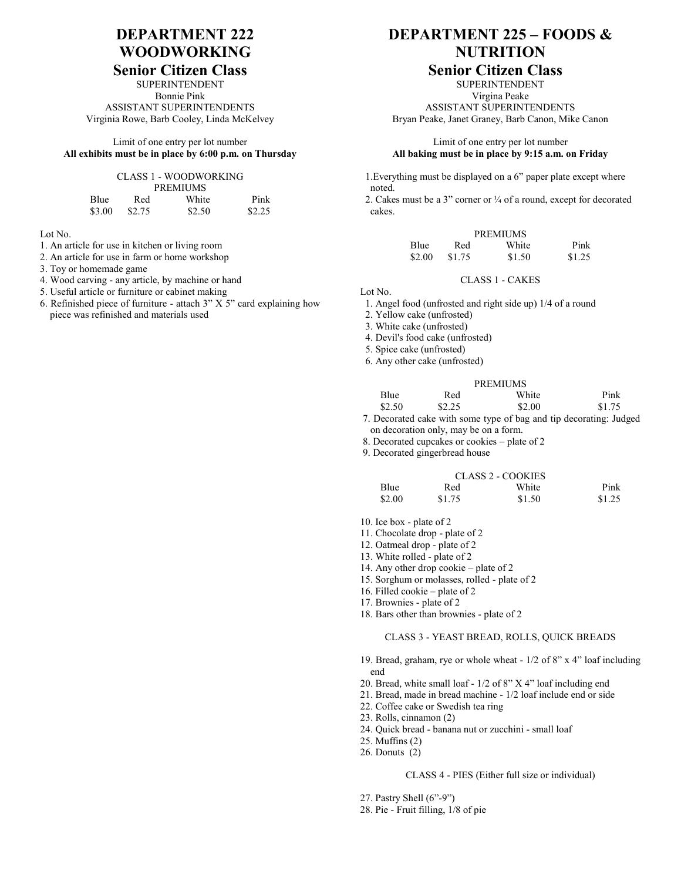# DEPARTMENT 222 WOODWORKING

## Senior Citizen Class

SUPERINTENDENT
Bonnie Pink
ASSISTANT SUPERINTENDENTS
Virginia Rowe, Barb Cooley, Linda McKelvey

Limit of one entry per lot number
**All exhibits must be in place by 6:00 p.m. on Thursday**

CLASS 1 - WOODWORKING

PREMIUMS

| Blue | Red | White | Pink |
|---|---|---|---|
| $3.00 | $2.75 | $2.50 | $2.25 |

Lot No.
1. An article for use in kitchen or living room
2. An article for use in farm or home workshop
3. Toy or homemade game
4. Wood carving - any article, by machine or hand
5. Useful article or furniture or cabinet making
6. Refinished piece of furniture - attach 3” X 5” card explaining how piece was refinished and materials used

# DEPARTMENT 225 – FOODS & NUTRITION

## Senior Citizen Class

SUPERINTENDENT
Virgina Peake
ASSISTANT SUPERINTENDENTS
Bryan Peake, Janet Graney, Barb Canon, Mike Canon

Limit of one entry per lot number
**All baking must be in place by 9:15 a.m. on Friday**

1. Everything must be displayed on a 6” paper plate except where noted.
2. Cakes must be a 3” corner or ¼ of a round, except for decorated cakes.

PREMIUMS

| Blue | Red | White | Pink |
|---|---|---|---|
| $2.00 | $1.75 | $1.50 | $1.25 |

CLASS 1 - CAKES

Lot No.
1. Angel food (unfrosted and right side up) 1/4 of a round
2. Yellow cake (unfrosted)
3. White cake (unfrosted)
4. Devil's food cake (unfrosted)
5. Spice cake (unfrosted)
6. Any other cake (unfrosted)

PREMIUMS

| Blue | Red | White | Pink |
|---|---|---|---|
| $2.50 | $2.25 | $2.00 | $1.75 |

7. Decorated cake with some type of bag and tip decorating: Judged on decoration only, may be on a form.
8. Decorated cupcakes or cookies – plate of 2
9. Decorated gingerbread house

CLASS 2 - COOKIES

| Blue | Red | White | Pink |
|---|---|---|---|
| $2.00 | $1.75 | $1.50 | $1.25 |

10. Ice box - plate of 2
11. Chocolate drop - plate of 2
12. Oatmeal drop - plate of 2
13. White rolled - plate of 2
14. Any other drop cookie – plate of 2
15. Sorghum or molasses, rolled - plate of 2
16. Filled cookie – plate of 2
17. Brownies - plate of 2
18. Bars other than brownies - plate of 2

CLASS 3 - YEAST BREAD, ROLLS, QUICK BREADS

19. Bread, graham, rye or whole wheat - 1/2 of 8” x 4” loaf including end
20. Bread, white small loaf - 1/2 of 8” X 4” loaf including end
21. Bread, made in bread machine - 1/2 loaf include end or side
22. Coffee cake or Swedish tea ring
23. Rolls, cinnamon (2)
24. Quick bread - banana nut or zucchini - small loaf
25. Muffins (2)
26. Donuts (2)

CLASS 4 - PIES (Either full size or individual)

27. Pastry Shell (6”-9”)
28. Pie - Fruit filling, 1/8 of pie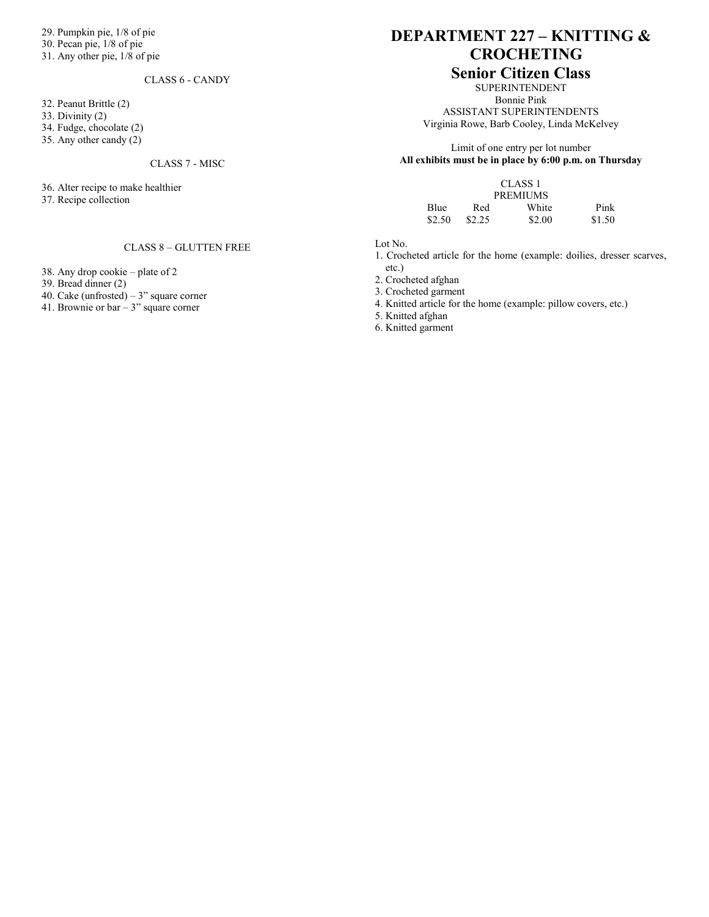29. Pumpkin pie, 1/8 of pie
30. Pecan pie, 1/8 of pie
31. Any other pie, 1/8 of pie

CLASS 6 - CANDY

32. Peanut Brittle (2)
33. Divinity (2)
34. Fudge, chocolate (2)
35. Any other candy (2)

CLASS 7 - MISC

36. Alter recipe to make healthier
37. Recipe collection

CLASS 8 – GLUTTEN FREE

38. Any drop cookie – plate of 2
39. Bread dinner (2)
40. Cake (unfrosted) – 3" square corner
41. Brownie or bar – 3" square corner

# DEPARTMENT 227 – KNITTING & CROCHETING

## Senior Citizen Class

SUPERINTENDENT
Bonnie Pink
ASSISTANT SUPERINTENDENTS
Virginia Rowe, Barb Cooley, Linda McKelvey

Limit of one entry per lot number
**All exhibits must be in place by 6:00 p.m. on Thursday**

CLASS 1
PREMIUMS

| Blue | Red | White | Pink |
|---|---|---|---|
| $2.50 | $2.25 | $2.00 | $1.50 |

Lot No.
1. Crocheted article for the home (example: doilies, dresser scarves, etc.)
2. Crocheted afghan
3. Crocheted garment
4. Knitted article for the home (example: pillow covers, etc.)
5. Knitted afghan
6. Knitted garment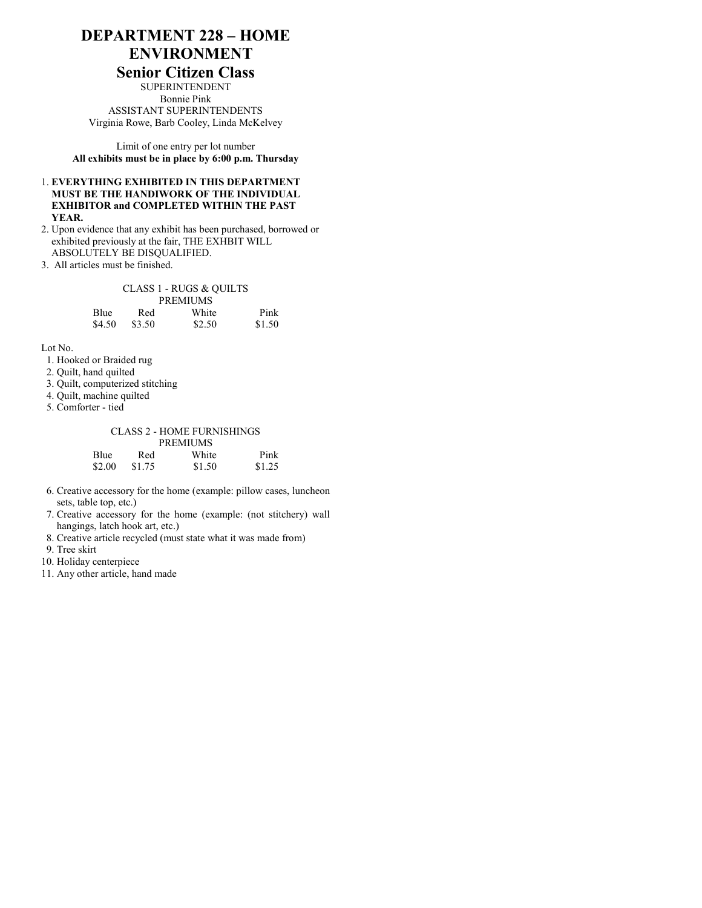# DEPARTMENT 228 – HOME ENVIRONMENT

## Senior Citizen Class

SUPERINTENDENT
Bonnie Pink
ASSISTANT SUPERINTENDENTS
Virginia Rowe, Barb Cooley, Linda McKelvey

Limit of one entry per lot number
**All exhibits must be in place by 6:00 p.m. Thursday**

1. **EVERYTHING EXHIBITED IN THIS DEPARTMENT MUST BE THE HANDIWORK OF THE INDIVIDUAL EXHIBITOR and COMPLETED WITHIN THE PAST YEAR.**
2. Upon evidence that any exhibit has been purchased, borrowed or exhibited previously at the fair, THE EXHBIT WILL ABSOLUTELY BE DISQUALIFIED.
3. All articles must be finished.

CLASS 1 - RUGS & QUILTS
PREMIUMS

| Blue | Red | White | Pink |
|---|---|---|---|
| $4.50 | $3.50 | $2.50 | $1.50 |

Lot No.
1. Hooked or Braided rug
2. Quilt, hand quilted
3. Quilt, computerized stitching
4. Quilt, machine quilted
5. Comforter - tied

CLASS 2 - HOME FURNISHINGS
PREMIUMS

| Blue | Red | White | Pink |
|---|---|---|---|
| $2.00 | $1.75 | $1.50 | $1.25 |

6. Creative accessory for the home (example: pillow cases, luncheon sets, table top, etc.)
7. Creative accessory for the home (example: (not stitchery) wall hangings, latch hook art, etc.)
8. Creative article recycled (must state what it was made from)
9. Tree skirt
10. Holiday centerpiece
11. Any other article, hand made